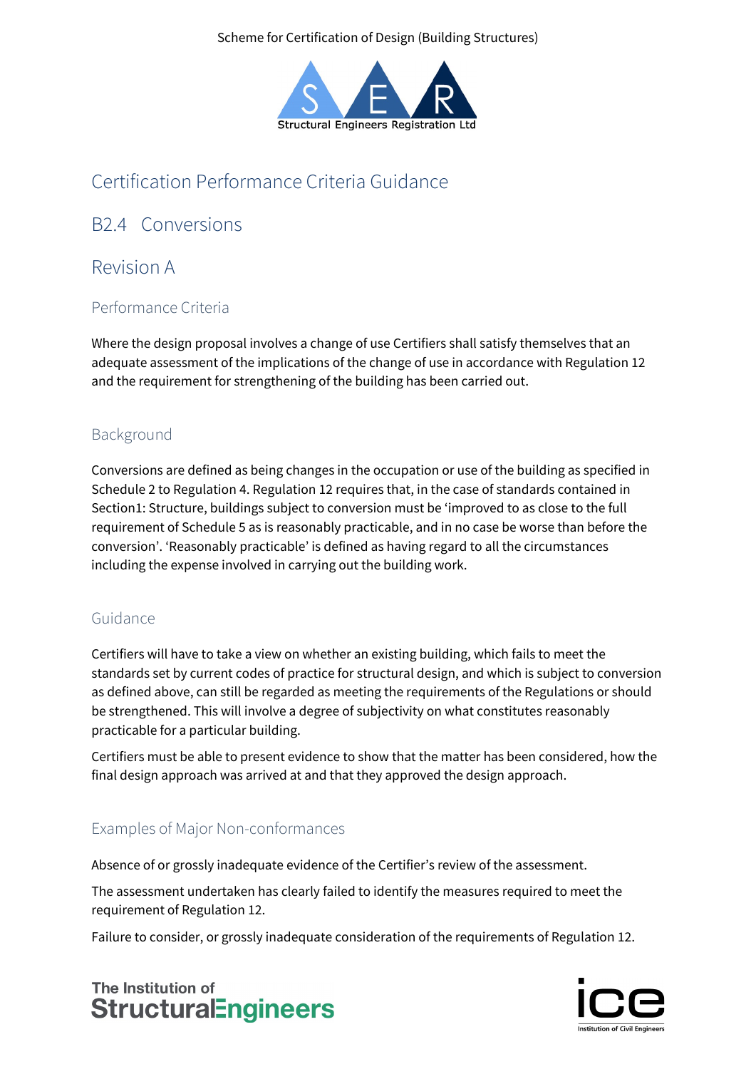Scheme for Certification of Design (Building Structures)

# Certification Performance Criteria Guidance

## B2.4 Conversions

## Revision A

### Performance Criteria

Where the design proposal involves a change of use Certifiers shall satisfy themselves that an adequate assessment of the implications of the change of use in accordance with Regulation 12 and the requirement for strengthening of the building has been carried out.

### Background

Conversions are defined as being changes in the occupation or use of the building as specified in Schedule 2 to Regulation 4. Regulation 12 requires that, in the case of standards contained in Section1: Structure, buildings subject to conversion must be 'improved to as close to the full requirement of Schedule 5 as is reasonably practicable, and in no case be worse than before the conversion'. 'Reasonably practicable' is defined as having regard to all the circumstances including the expense involved in carrying out the building work.

### Guidance

Certifiers will have to take a view on whether an existing building, which fails to meet the standards set by current codes of practice for structural design, and which is subject to conversion as defined above, can still be regarded as meeting the requirements of the Regulations or should be strengthened. This will involve a degree of subjectivity on what constitutes reasonably practicable for a particular building.

Certifiers must be able to present evidence to show that the matter has been considered, how the final design approach was arrived at and that they approved the design approach.

### Examples of Major Non-conformances

Absence of or grossly inadequate evidence of the Certifier's review of the assessment.

The assessment undertaken has clearly failed to identify the measures required to meet the requirement of Regulation 12.

Failure to consider, or grossly inadequate consideration of the requirements of Regulation 12.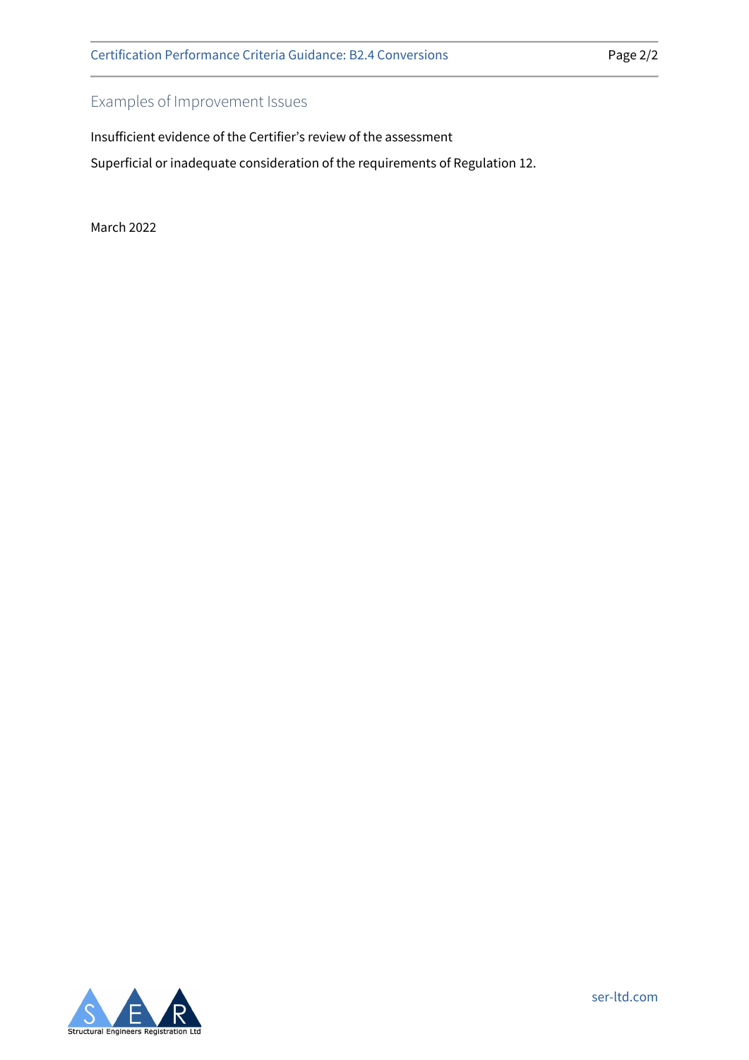## Examples of Improvement Issues

Insufficient evidence of the Certifier's review of the assessment

Superficial or inadequate consideration of the requirements of Regulation 12.

March 2022